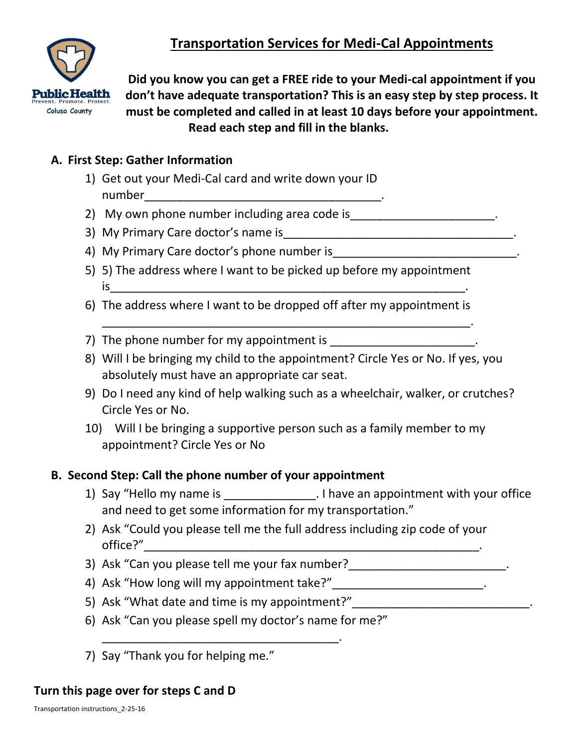# Transportation Services for Medi-Cal Appointments

Public Health
Prevent. Promote. Protect.
Colusa County

**Did you know you can get a FREE ride to your Medi-cal appointment if you don't have adequate transportation? This is an easy step by step process. It must be completed and called in at least 10 days before your appointment. Read each step and fill in the blanks.**

## A. First Step: Gather Information

1) Get out your Medi-Cal card and write down your ID number_____________________________________.
2) My own phone number including area code is______________________.
3) My Primary Care doctor's name is____________________________________.
4) My Primary Care doctor's phone number is____________________________.
5) 5) The address where I want to be picked up before my appointment is_____________________________________________________.
6) The address where I want to be dropped off after my appointment is _______________________________________________________.
7) The phone number for my appointment is ______________________.
8) Will I be bringing my child to the appointment? Circle Yes or No. If yes, you absolutely must have an appropriate car seat.
9) Do I need any kind of help walking such as a wheelchair, walker, or crutches? Circle Yes or No.
10) Will I be bringing a supportive person such as a family member to my appointment? Circle Yes or No

## B. Second Step: Call the phone number of your appointment

1) Say "Hello my name is ______________. I have an appointment with your office and need to get some information for my transportation."
2) Ask "Could you please tell me the full address including zip code of your office?"____________________________________________________.
3) Ask "Can you please tell me your fax number?________________________.
4) Ask "How long will my appointment take?"_______________________.
5) Ask "What date and time is my appointment?"___________________________.
6) Ask "Can you please spell my doctor's name for me?" _____________________________________.
7) Say "Thank you for helping me."

**Turn this page over for steps C and D**

Transportation instructions_2-25-16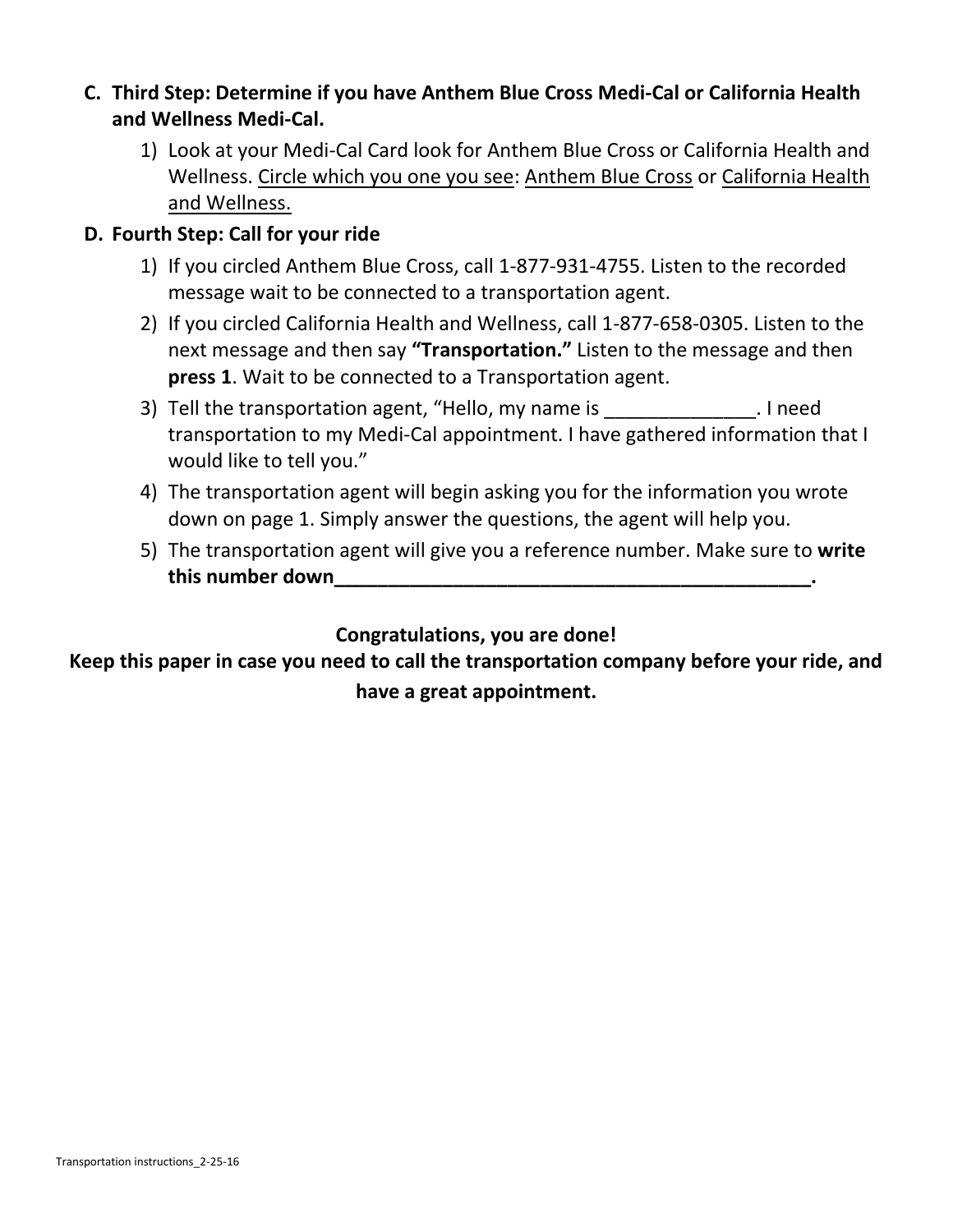C. **Third Step: Determine if you have Anthem Blue Cross Medi-Cal or California Health and Wellness Medi-Cal.**

   1) Look at your Medi-Cal Card look for Anthem Blue Cross or California Health and Wellness. Circle which you one you see: Anthem Blue Cross or California Health and Wellness.

D. **Fourth Step: Call for your ride**

   1) If you circled Anthem Blue Cross, call 1-877-931-4755. Listen to the recorded message wait to be connected to a transportation agent.
   2) If you circled California Health and Wellness, call 1-877-658-0305. Listen to the next message and then say **"Transportation."** Listen to the message and then **press 1**. Wait to be connected to a Transportation agent.
   3) Tell the transportation agent, "Hello, my name is ______________. I need transportation to my Medi-Cal appointment. I have gathered information that I would like to tell you."
   4) The transportation agent will begin asking you for the information you wrote down on page 1. Simply answer the questions, the agent will help you.
   5) The transportation agent will give you a reference number. Make sure to **write this number down______________________________________________.**

**Congratulations, you are done!**

**Keep this paper in case you need to call the transportation company before your ride, and have a great appointment.**

Transportation instructions_2-25-16